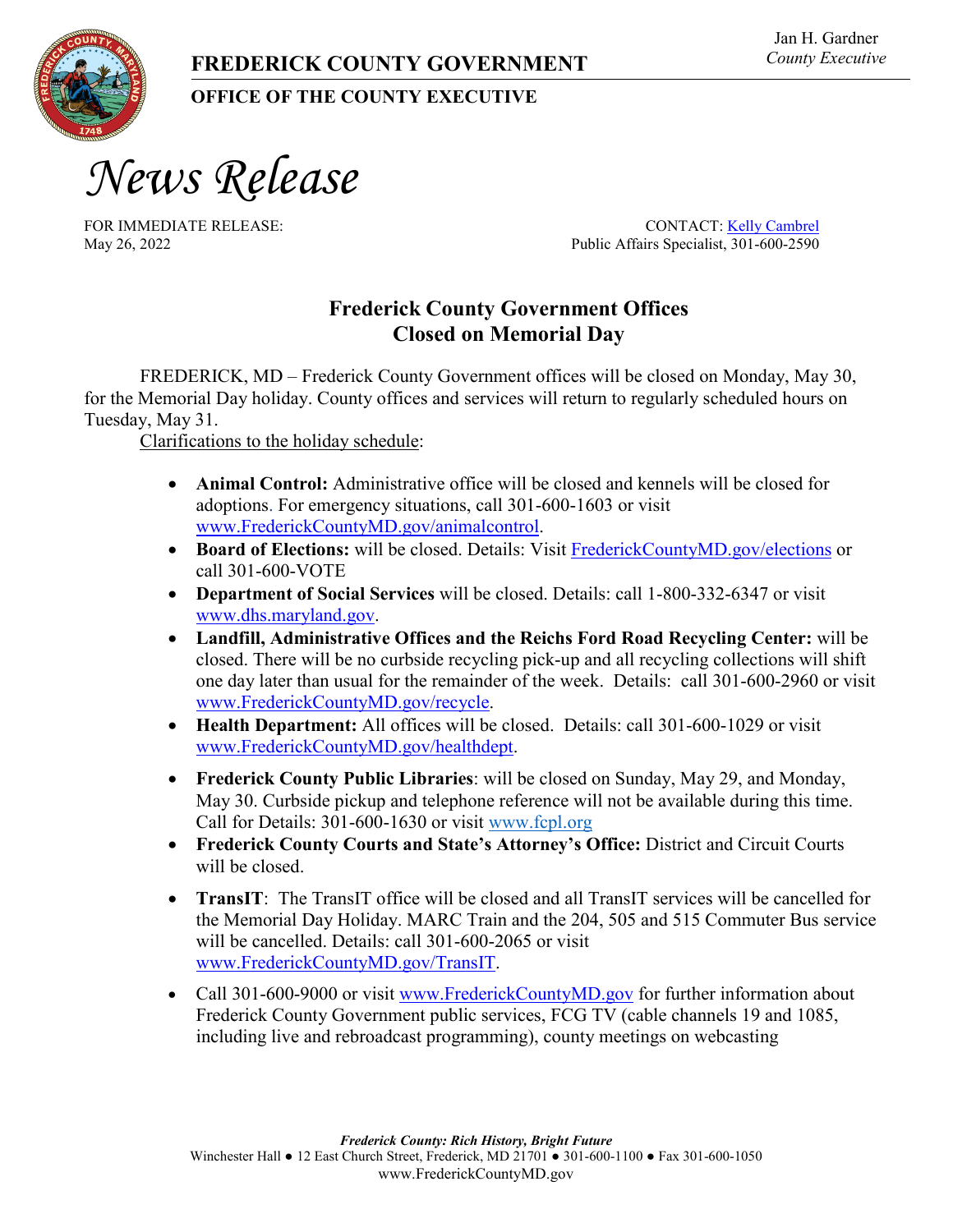Jan H. Gardner
*County Executive*

**FREDERICK COUNTY GOVERNMENT**

**OFFICE OF THE COUNTY EXECUTIVE**

# *News Release*

FOR IMMEDIATE RELEASE:
May 26, 2022

CONTACT: Kelly Cambrel
Public Affairs Specialist, 301-600-2590

## Frederick County Government Offices Closed on Memorial Day

FREDERICK, MD – Frederick County Government offices will be closed on Monday, May 30, for the Memorial Day holiday. County offices and services will return to regularly scheduled hours on Tuesday, May 31.

Clarifications to the holiday schedule:

- **Animal Control:** Administrative office will be closed and kennels will be closed for adoptions. For emergency situations, call 301-600-1603 or visit www.FrederickCountyMD.gov/animalcontrol.
- **Board of Elections:** will be closed. Details: Visit FrederickCountyMD.gov/elections or call 301-600-VOTE
- **Department of Social Services** will be closed. Details: call 1-800-332-6347 or visit www.dhs.maryland.gov.
- **Landfill, Administrative Offices and the Reichs Ford Road Recycling Center:** will be closed. There will be no curbside recycling pick-up and all recycling collections will shift one day later than usual for the remainder of the week. Details: call 301-600-2960 or visit www.FrederickCountyMD.gov/recycle.
- **Health Department:** All offices will be closed. Details: call 301-600-1029 or visit www.FrederickCountyMD.gov/healthdept.
- **Frederick County Public Libraries**: will be closed on Sunday, May 29, and Monday, May 30. Curbside pickup and telephone reference will not be available during this time. Call for Details: 301-600-1630 or visit www.fcpl.org
- **Frederick County Courts and State's Attorney's Office:** District and Circuit Courts will be closed.
- **TransIT**: The TransIT office will be closed and all TransIT services will be cancelled for the Memorial Day Holiday. MARC Train and the 204, 505 and 515 Commuter Bus service will be cancelled. Details: call 301-600-2065 or visit www.FrederickCountyMD.gov/TransIT.
- Call 301-600-9000 or visit www.FrederickCountyMD.gov for further information about Frederick County Government public services, FCG TV (cable channels 19 and 1085, including live and rebroadcast programming), county meetings on webcasting

*Frederick County: Rich History, Bright Future*
Winchester Hall ● 12 East Church Street, Frederick, MD 21701 ● 301-600-1100 ● Fax 301-600-1050
www.FrederickCountyMD.gov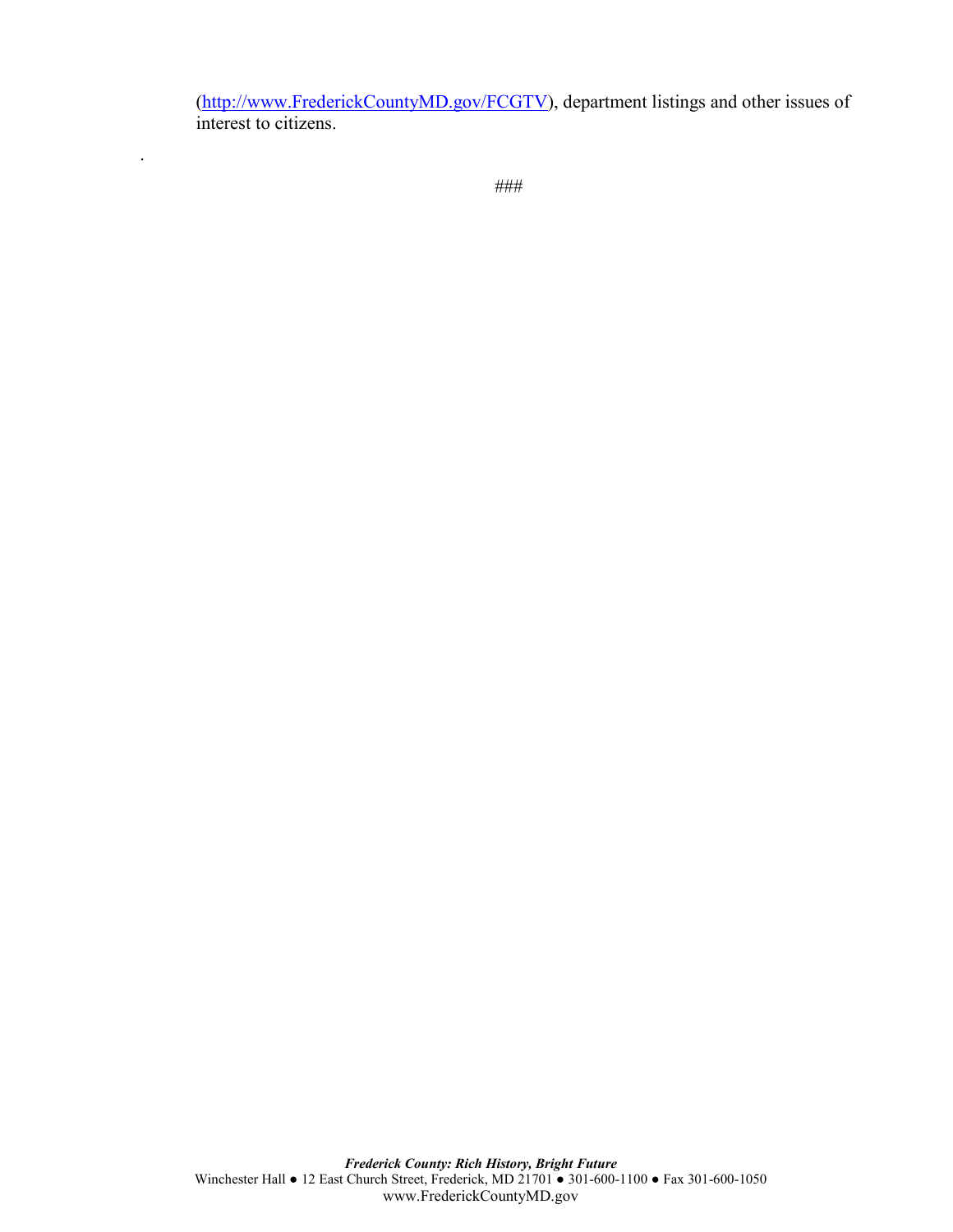(http://www.FrederickCountyMD.gov/FCGTV), department listings and other issues of interest to citizens.

.

###